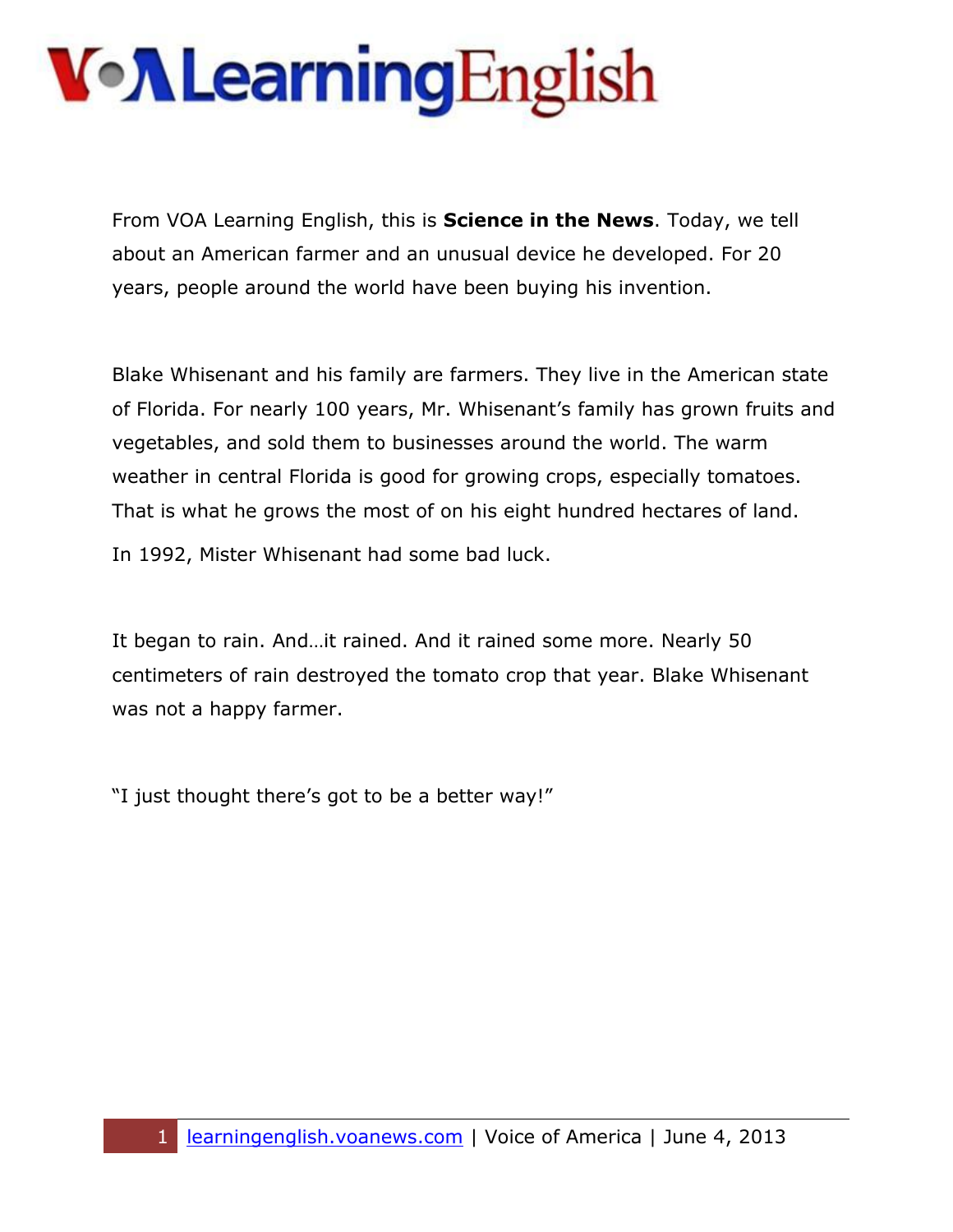From VOA Learning English, this is **Science in the News**. Today, we tell about an American farmer and an unusual device he developed. For 20 years, people around the world have been buying his invention.

Blake Whisenant and his family are farmers. They live in the American state of Florida. For nearly 100 years, Mr. Whisenant's family has grown fruits and vegetables, and sold them to businesses around the world. The warm weather in central Florida is good for growing crops, especially tomatoes. That is what he grows the most of on his eight hundred hectares of land.

In 1992, Mister Whisenant had some bad luck.

It began to rain. And…it rained. And it rained some more. Nearly 50 centimeters of rain destroyed the tomato crop that year. Blake Whisenant was not a happy farmer.

"I just thought there's got to be a better way!"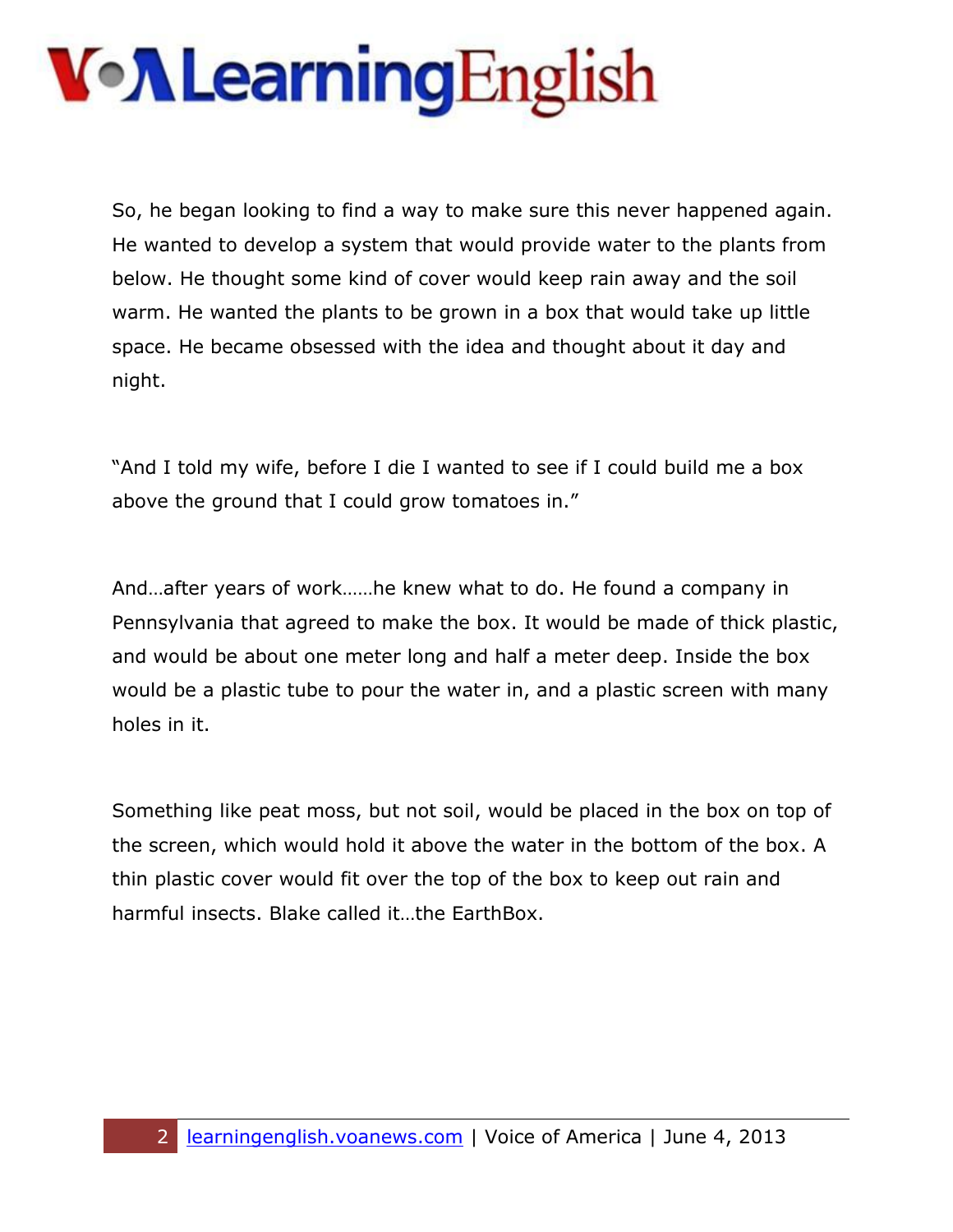So, he began looking to find a way to make sure this never happened again. He wanted to develop a system that would provide water to the plants from below. He thought some kind of cover would keep rain away and the soil warm. He wanted the plants to be grown in a box that would take up little space. He became obsessed with the idea and thought about it day and night.

"And I told my wife, before I die I wanted to see if I could build me a box above the ground that I could grow tomatoes in."

And…after years of work……he knew what to do. He found a company in Pennsylvania that agreed to make the box. It would be made of thick plastic, and would be about one meter long and half a meter deep. Inside the box would be a plastic tube to pour the water in, and a plastic screen with many holes in it.

Something like peat moss, but not soil, would be placed in the box on top of the screen, which would hold it above the water in the bottom of the box. A thin plastic cover would fit over the top of the box to keep out rain and harmful insects. Blake called it…the EarthBox.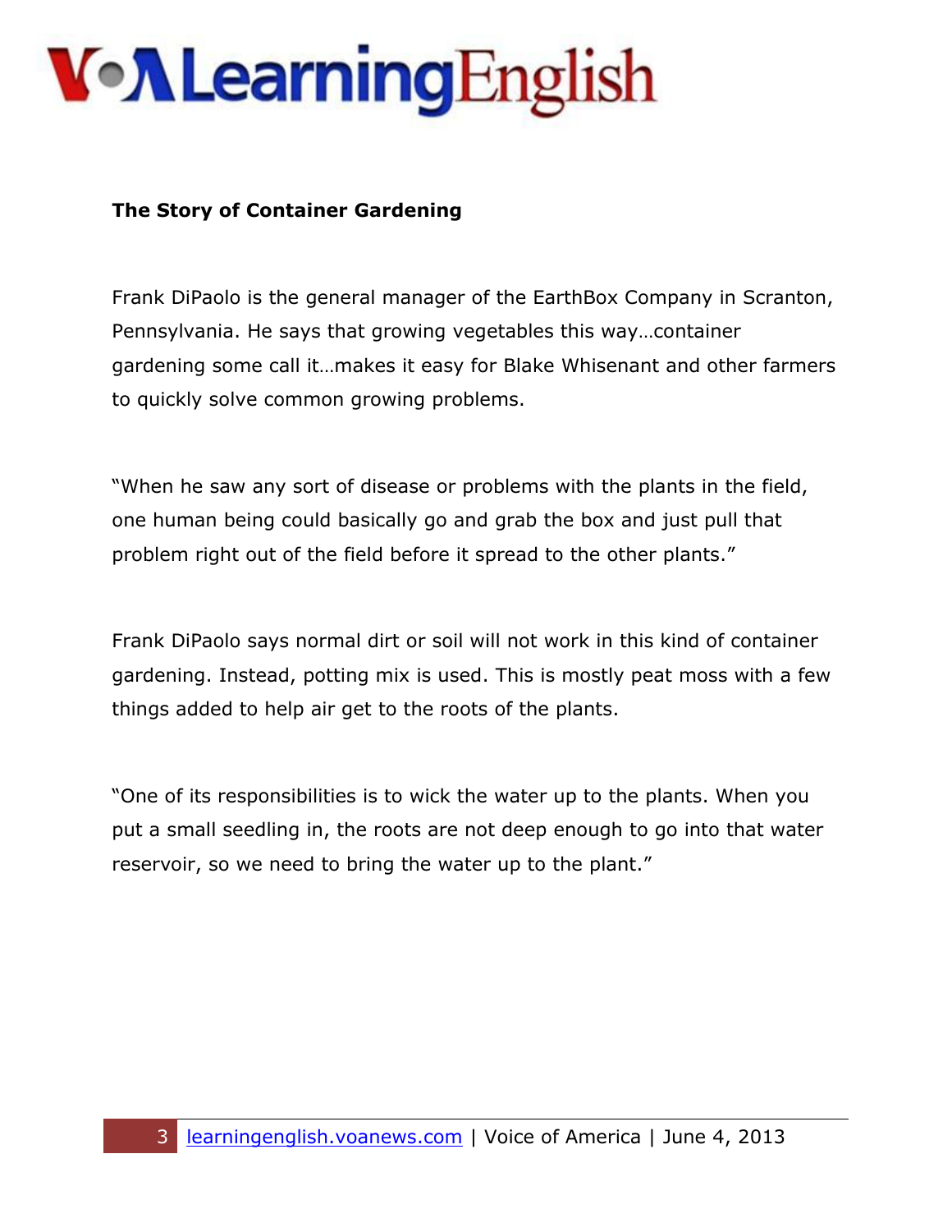**The Story of Container Gardening**

Frank DiPaolo is the general manager of the EarthBox Company in Scranton, Pennsylvania. He says that growing vegetables this way…container gardening some call it…makes it easy for Blake Whisenant and other farmers to quickly solve common growing problems.

"When he saw any sort of disease or problems with the plants in the field, one human being could basically go and grab the box and just pull that problem right out of the field before it spread to the other plants."

Frank DiPaolo says normal dirt or soil will not work in this kind of container gardening. Instead, potting mix is used. This is mostly peat moss with a few things added to help air get to the roots of the plants.

"One of its responsibilities is to wick the water up to the plants. When you put a small seedling in, the roots are not deep enough to go into that water reservoir, so we need to bring the water up to the plant."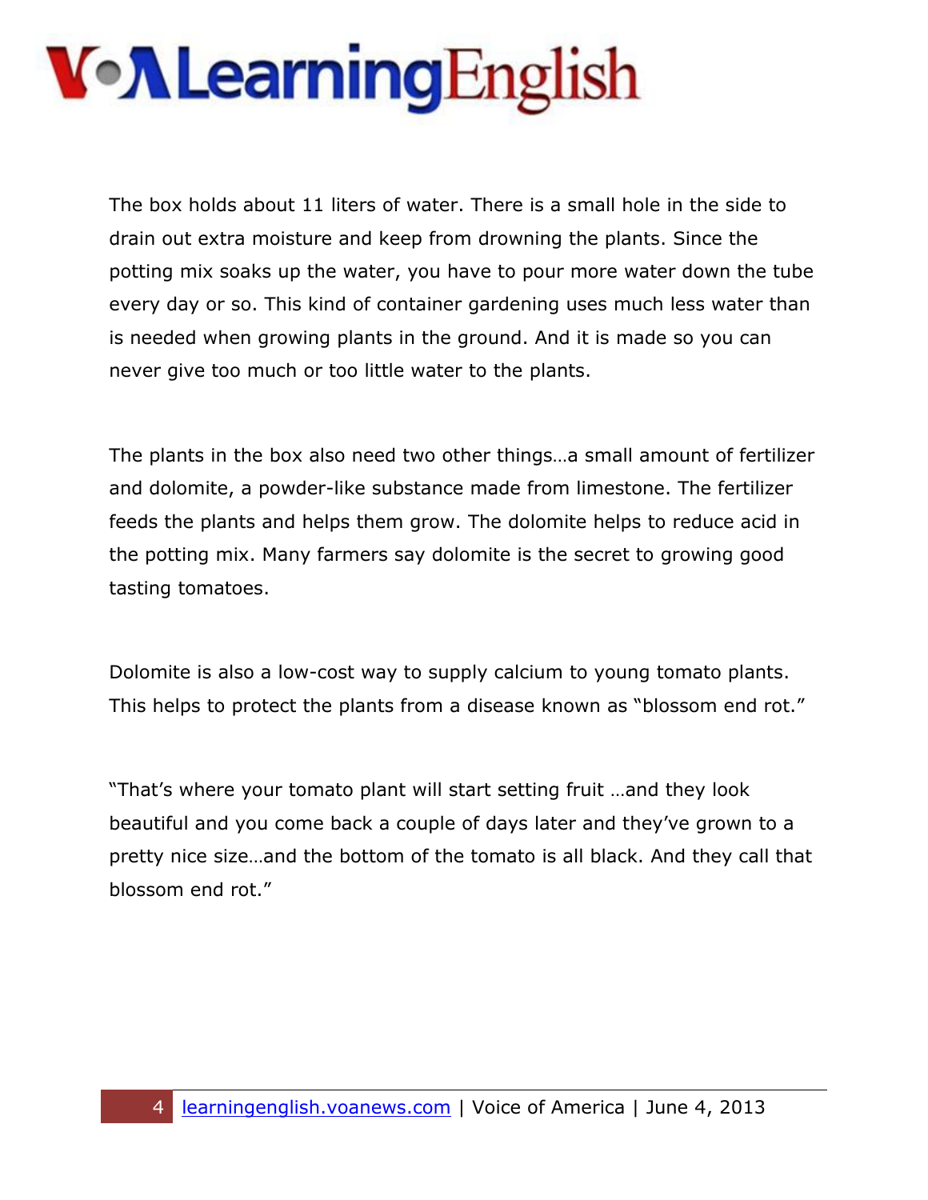The box holds about 11 liters of water. There is a small hole in the side to drain out extra moisture and keep from drowning the plants. Since the potting mix soaks up the water, you have to pour more water down the tube every day or so. This kind of container gardening uses much less water than is needed when growing plants in the ground. And it is made so you can never give too much or too little water to the plants.

The plants in the box also need two other things…a small amount of fertilizer and dolomite, a powder-like substance made from limestone. The fertilizer feeds the plants and helps them grow. The dolomite helps to reduce acid in the potting mix. Many farmers say dolomite is the secret to growing good tasting tomatoes.

Dolomite is also a low-cost way to supply calcium to young tomato plants. This helps to protect the plants from a disease known as "blossom end rot."

"That's where your tomato plant will start setting fruit …and they look beautiful and you come back a couple of days later and they've grown to a pretty nice size…and the bottom of the tomato is all black. And they call that blossom end rot."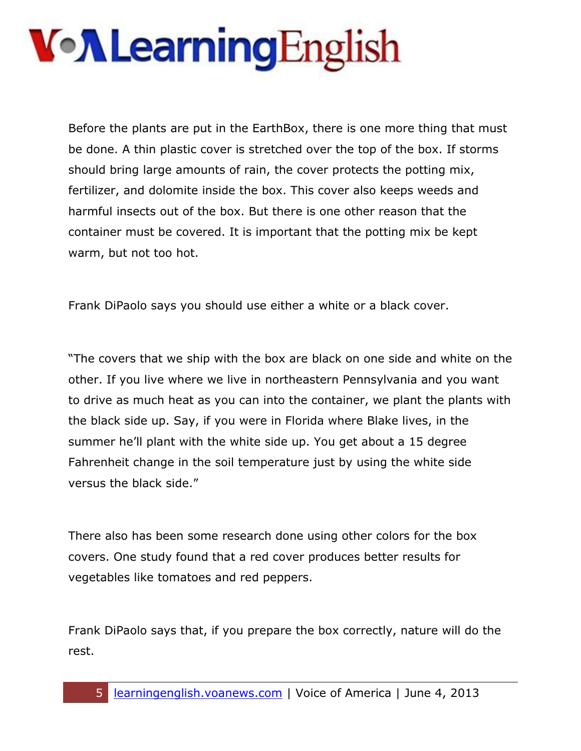Before the plants are put in the EarthBox, there is one more thing that must be done. A thin plastic cover is stretched over the top of the box. If storms should bring large amounts of rain, the cover protects the potting mix, fertilizer, and dolomite inside the box. This cover also keeps weeds and harmful insects out of the box. But there is one other reason that the container must be covered. It is important that the potting mix be kept warm, but not too hot.

Frank DiPaolo says you should use either a white or a black cover.

"The covers that we ship with the box are black on one side and white on the other. If you live where we live in northeastern Pennsylvania and you want to drive as much heat as you can into the container, we plant the plants with the black side up. Say, if you were in Florida where Blake lives, in the summer he'll plant with the white side up. You get about a 15 degree Fahrenheit change in the soil temperature just by using the white side versus the black side."

There also has been some research done using other colors for the box covers. One study found that a red cover produces better results for vegetables like tomatoes and red peppers.

Frank DiPaolo says that, if you prepare the box correctly, nature will do the rest.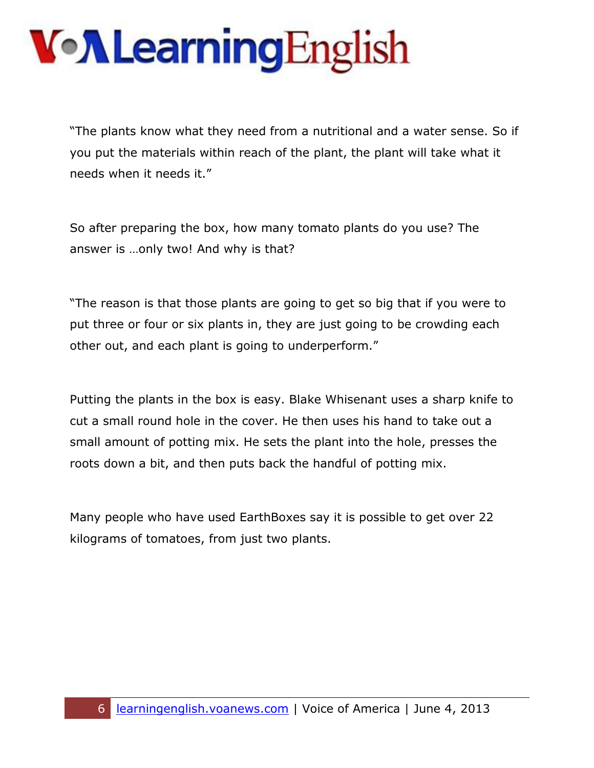"The plants know what they need from a nutritional and a water sense. So if you put the materials within reach of the plant, the plant will take what it needs when it needs it."

So after preparing the box, how many tomato plants do you use? The answer is …only two! And why is that?

"The reason is that those plants are going to get so big that if you were to put three or four or six plants in, they are just going to be crowding each other out, and each plant is going to underperform."

Putting the plants in the box is easy. Blake Whisenant uses a sharp knife to cut a small round hole in the cover. He then uses his hand to take out a small amount of potting mix. He sets the plant into the hole, presses the roots down a bit, and then puts back the handful of potting mix.

Many people who have used EarthBoxes say it is possible to get over 22 kilograms of tomatoes, from just two plants.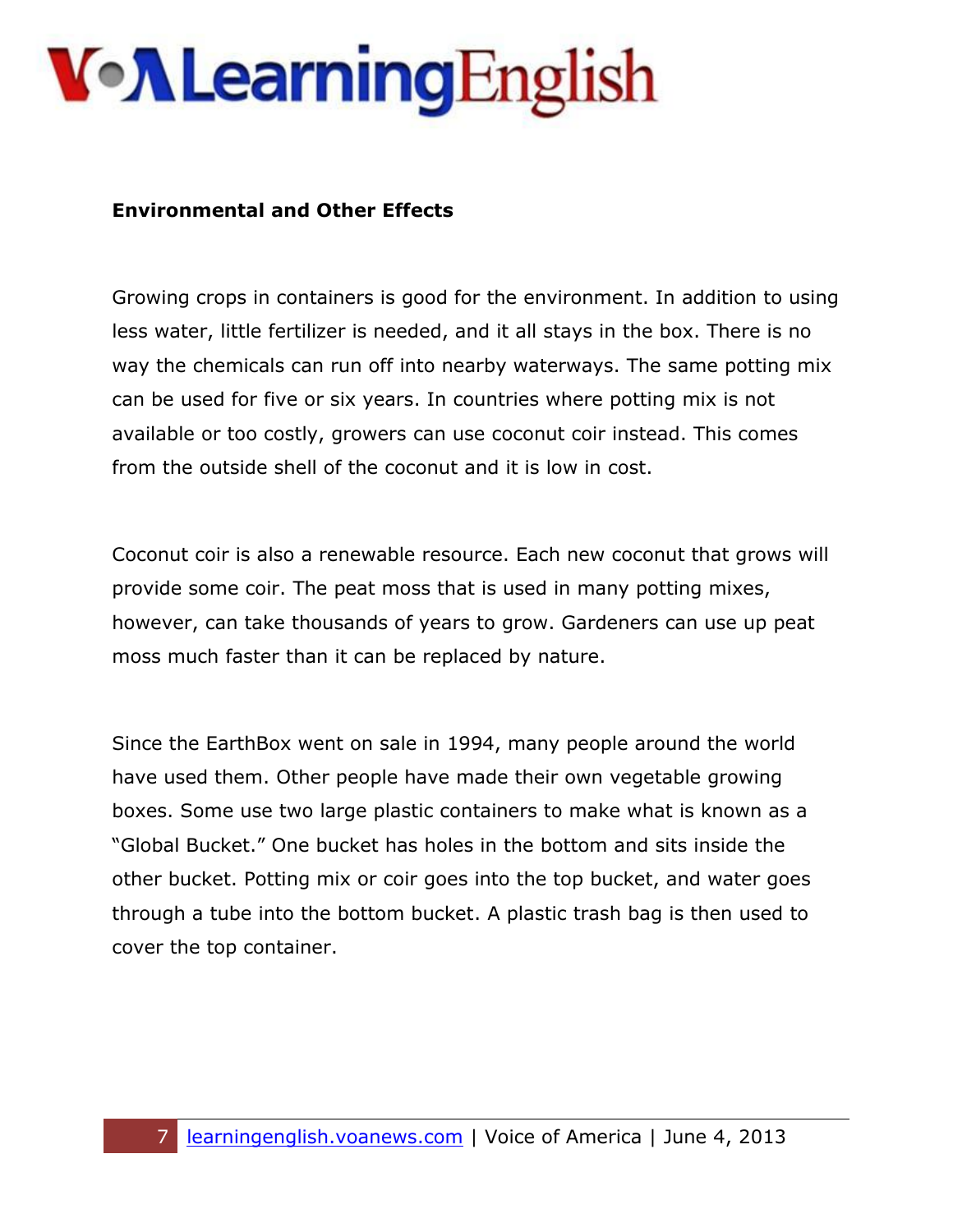**Environmental and Other Effects**

Growing crops in containers is good for the environment. In addition to using less water, little fertilizer is needed, and it all stays in the box. There is no way the chemicals can run off into nearby waterways. The same potting mix can be used for five or six years. In countries where potting mix is not available or too costly, growers can use coconut coir instead. This comes from the outside shell of the coconut and it is low in cost.

Coconut coir is also a renewable resource. Each new coconut that grows will provide some coir. The peat moss that is used in many potting mixes, however, can take thousands of years to grow. Gardeners can use up peat moss much faster than it can be replaced by nature.

Since the EarthBox went on sale in 1994, many people around the world have used them. Other people have made their own vegetable growing boxes. Some use two large plastic containers to make what is known as a "Global Bucket." One bucket has holes in the bottom and sits inside the other bucket. Potting mix or coir goes into the top bucket, and water goes through a tube into the bottom bucket. A plastic trash bag is then used to cover the top container.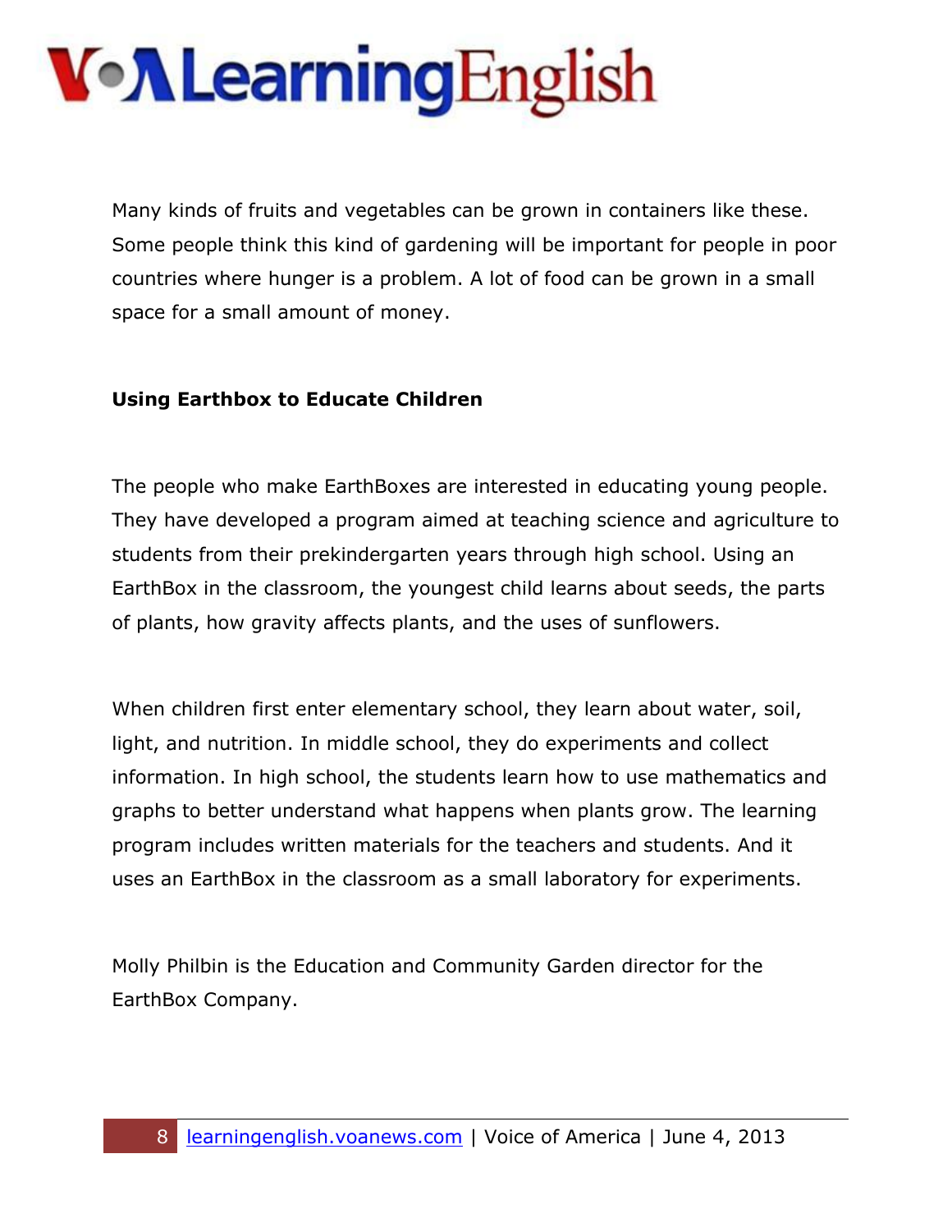Many kinds of fruits and vegetables can be grown in containers like these. Some people think this kind of gardening will be important for people in poor countries where hunger is a problem. A lot of food can be grown in a small space for a small amount of money.

**Using Earthbox to Educate Children**

The people who make EarthBoxes are interested in educating young people. They have developed a program aimed at teaching science and agriculture to students from their prekindergarten years through high school. Using an EarthBox in the classroom, the youngest child learns about seeds, the parts of plants, how gravity affects plants, and the uses of sunflowers.

When children first enter elementary school, they learn about water, soil, light, and nutrition. In middle school, they do experiments and collect information. In high school, the students learn how to use mathematics and graphs to better understand what happens when plants grow. The learning program includes written materials for the teachers and students. And it uses an EarthBox in the classroom as a small laboratory for experiments.

Molly Philbin is the Education and Community Garden director for the EarthBox Company.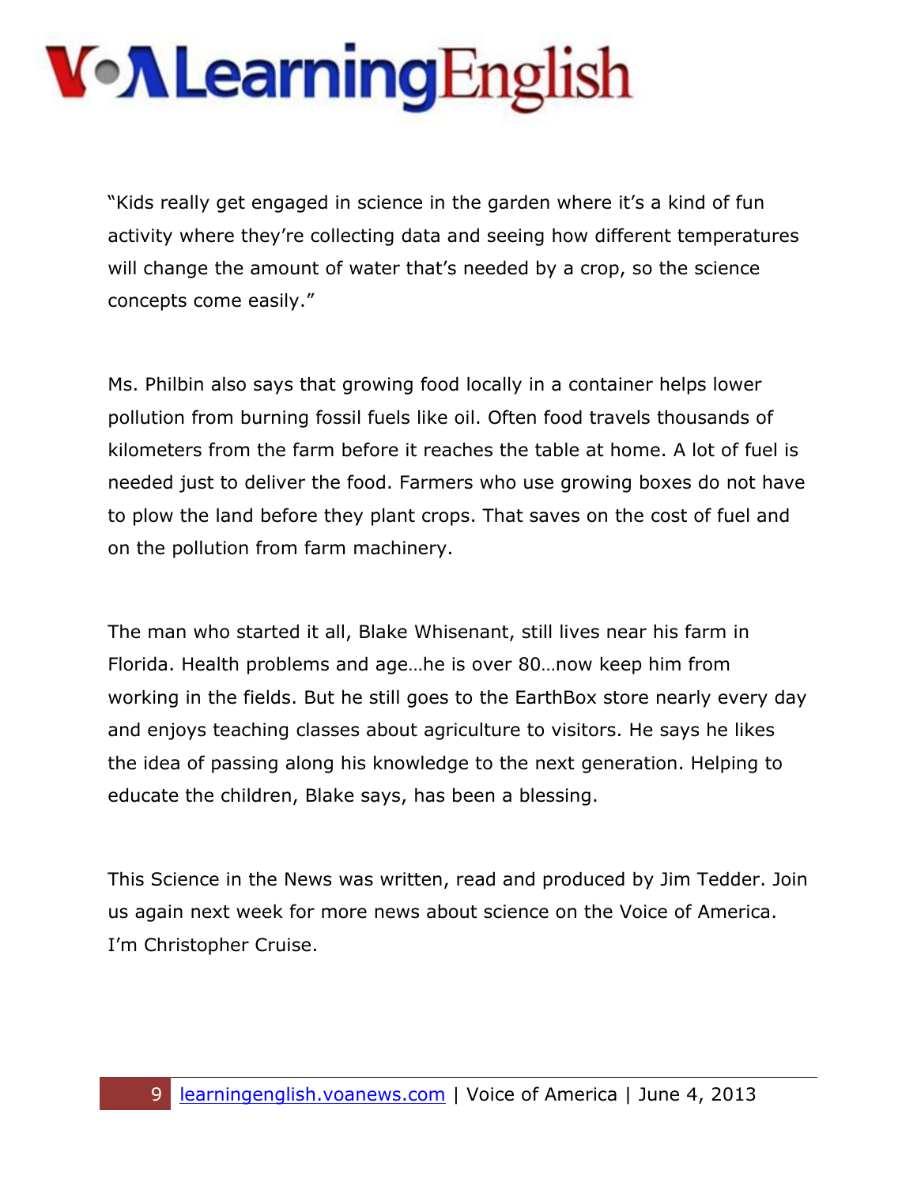"Kids really get engaged in science in the garden where it's a kind of fun activity where they're collecting data and seeing how different temperatures will change the amount of water that's needed by a crop, so the science concepts come easily."

Ms. Philbin also says that growing food locally in a container helps lower pollution from burning fossil fuels like oil. Often food travels thousands of kilometers from the farm before it reaches the table at home. A lot of fuel is needed just to deliver the food. Farmers who use growing boxes do not have to plow the land before they plant crops. That saves on the cost of fuel and on the pollution from farm machinery.

The man who started it all, Blake Whisenant, still lives near his farm in Florida. Health problems and age…he is over 80…now keep him from working in the fields. But he still goes to the EarthBox store nearly every day and enjoys teaching classes about agriculture to visitors. He says he likes the idea of passing along his knowledge to the next generation. Helping to educate the children, Blake says, has been a blessing.

This Science in the News was written, read and produced by Jim Tedder. Join us again next week for more news about science on the Voice of America. I'm Christopher Cruise.